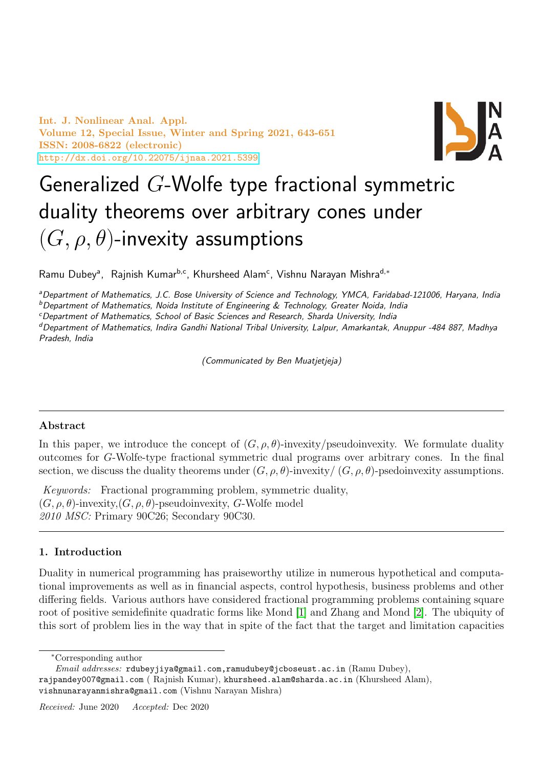# Generalized $G$-Wolfe type fractional symmetric duality theorems over arbitrary cones under $(G, \rho, \theta)$-invexity assumptions

Ramu Dubey[a], Rajnish Kumar[b,c], Khursheed Alam[c], Vishnu Narayan Mishra[d,*]

[a]*Department of Mathematics, J.C. Bose University of Science and Technology, YMCA, Faridabad-121006, Haryana, India*
[b]*Department of Mathematics, Noida Institute of Engineering & Technology, Greater Noida, India*
[c]*Department of Mathematics, School of Basic Sciences and Research, Sharda University, India*
[d]*Department of Mathematics, Indira Gandhi National Tribal University, Lalpur, Amarkantak, Anuppur -484 887, Madhya Pradesh, India*

*(Communicated by Ben Muatjetjeja)*

---

### Abstract

In this paper, we introduce the concept of $(G, \rho, \theta)$-invexity/pseudoinvexity. We formulate duality outcomes for $G$-Wolfe-type fractional symmetric dual programs over arbitrary cones. In the final section, we discuss the duality theorems under $(G, \rho, \theta)$-invexity/ $(G, \rho, \theta)$-psedoinvexity assumptions.

*Keywords:* Fractional programming problem, symmetric duality, $(G, \rho, \theta)$-invexity, $(G, \rho, \theta)$-pseudoinvexity, $G$-Wolfe model
*2010 MSC:* Primary 90C26; Secondary 90C30.

---

## 1. Introduction

Duality in numerical programming has praiseworthy utilize in numerous hypothetical and computational improvements as well as in financial aspects, control hypothesis, business problems and other differing fields. Various authors have considered fractional programming problems containing square root of positive semidefinite quadratic forms like Mond [1] and Zhang and Mond [2]. The ubiquity of this sort of problem lies in the way that in spite of the fact that the target and limitation capacities

---

*Corresponding author
*Email addresses:* rdubeyjiya@gmail.com,ramudubey@jcboseust.ac.in (Ramu Dubey), rajpandey007@gmail.com ( Rajnish Kumar), khursheed.alam@sharda.ac.in (Khursheed Alam), vishnunarayanmishra@gmail.com (Vishnu Narayan Mishra)

*Received:* June 2020 *Accepted:* Dec 2020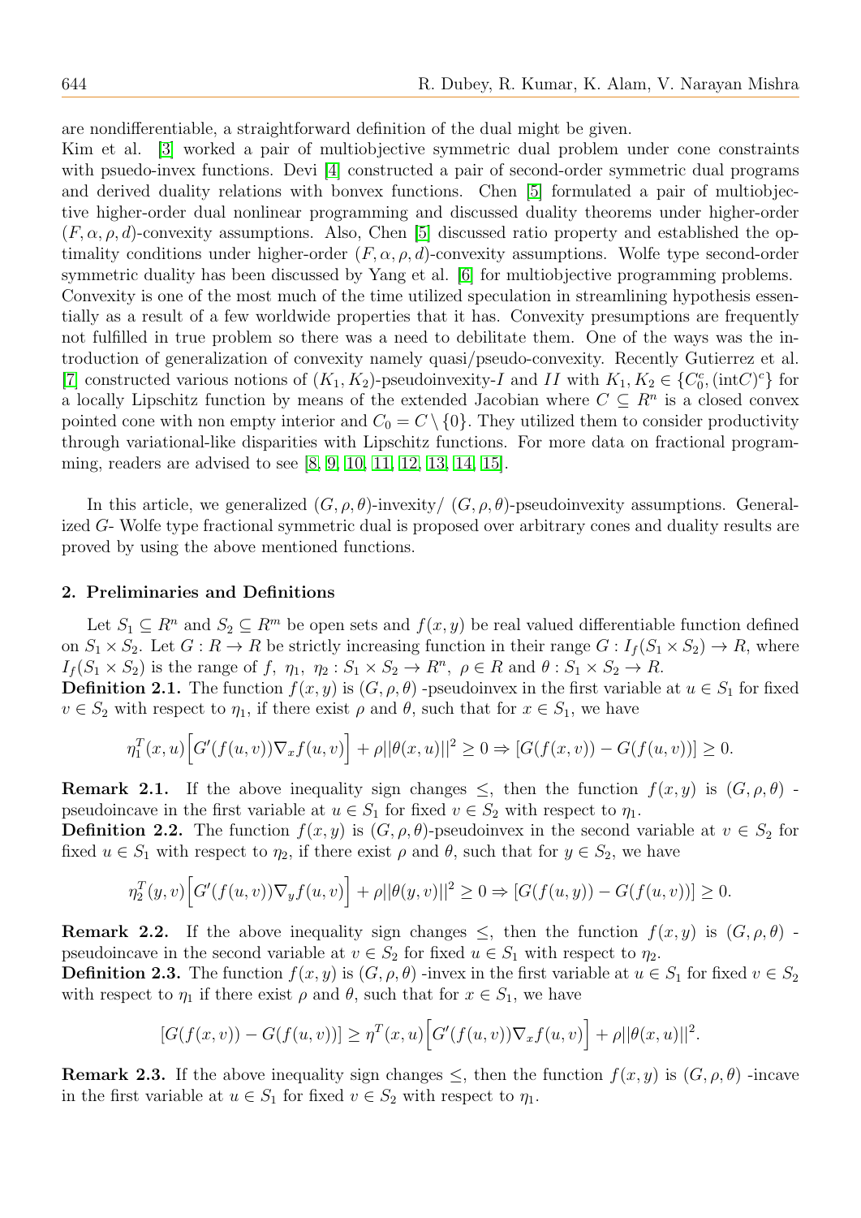are nondifferentiable, a straightforward definition of the dual might be given.

Kim et al. [3] worked a pair of multiobjective symmetric dual problem under cone constraints with psuedo-invex functions. Devi [4] constructed a pair of second-order symmetric dual programs and derived duality relations with bonvex functions. Chen [5] formulated a pair of multiobjective higher-order dual nonlinear programming and discussed duality theorems under higher-order $(F, \alpha, \rho, d)$-convexity assumptions. Also, Chen [5] discussed ratio property and established the optimality conditions under higher-order $(F, \alpha, \rho, d)$-convexity assumptions. Wolfe type second-order symmetric duality has been discussed by Yang et al. [6] for multiobjective programming problems.

Convexity is one of the most much of the time utilized speculation in streamlining hypothesis essentially as a result of a few worldwide properties that it has. Convexity presumptions are frequently not fulfilled in true problem so there was a need to debilitate them. One of the ways was the introduction of generalization of convexity namely quasi/pseudo-convexity. Recently Gutierrez et al. [7] constructed various notions of $(K_1, K_2)$-pseudoinvexity-$I$ and $II$ with $K_1, K_2 \in \{C_0^c, (\text{int}C)^c\}$ for a locally Lipschitz function by means of the extended Jacobian where $C \subseteq R^n$ is a closed convex pointed cone with non empty interior and $C_0 = C \setminus \{0\}$. They utilized them to consider productivity through variational-like disparities with Lipschitz functions. For more data on fractional programming, readers are advised to see [8, 9, 10, 11, 12, 13, 14, 15].

In this article, we generalized $(G, \rho, \theta)$-invexity/ $(G, \rho, \theta)$-pseudoinvexity assumptions. Generalized $G$- Wolfe type fractional symmetric dual is proposed over arbitrary cones and duality results are proved by using the above mentioned functions.

## 2. Preliminaries and Definitions

Let $S_1 \subseteq R^n$ and $S_2 \subseteq R^m$ be open sets and $f(x, y)$ be real valued differentiable function defined on $S_1 \times S_2$. Let $G : R \to R$ be strictly increasing function in their range $G : I_f(S_1 \times S_2) \to R$, where $I_f(S_1 \times S_2)$ is the range of $f$, $\eta_1, \ \eta_2 : S_1 \times S_2 \to R^n, \ \rho \in R$ and $\theta : S_1 \times S_2 \to R$.

**Definition 2.1.** The function $f(x, y)$ is $(G, \rho, \theta)$ -pseudoinvex in the first variable at $u \in S_1$ for fixed $v \in S_2$ with respect to $\eta_1$, if there exist $\rho$ and $\theta$, such that for $x \in S_1$, we have

$$\eta_1^T(x, u)\Big[G'(f(u, v))\nabla_x f(u, v)\Big] + \rho||\theta(x, u)||^2 \geq 0 \Rightarrow [G(f(x, v)) - G(f(u, v))] \geq 0.$$

**Remark 2.1.** If the above inequality sign changes $\leq$, then the function $f(x, y)$ is $(G, \rho, \theta)$ -pseudoincave in the first variable at $u \in S_1$ for fixed $v \in S_2$ with respect to $\eta_1$.

**Definition 2.2.** The function $f(x, y)$ is $(G, \rho, \theta)$-pseudoinvex in the second variable at $v \in S_2$ for fixed $u \in S_1$ with respect to $\eta_2$, if there exist $\rho$ and $\theta$, such that for $y \in S_2$, we have

$$\eta_2^T(y, v)\Big[G'(f(u, v))\nabla_y f(u, v)\Big] + \rho||\theta(y, v)||^2 \geq 0 \Rightarrow [G(f(u, y)) - G(f(u, v))] \geq 0.$$

**Remark 2.2.** If the above inequality sign changes $\leq$, then the function $f(x, y)$ is $(G, \rho, \theta)$ -pseudoincave in the second variable at $v \in S_2$ for fixed $u \in S_1$ with respect to $\eta_2$.

**Definition 2.3.** The function $f(x, y)$ is $(G, \rho, \theta)$ -invex in the first variable at $u \in S_1$ for fixed $v \in S_2$ with respect to $\eta_1$ if there exist $\rho$ and $\theta$, such that for $x \in S_1$, we have

$$[G(f(x, v)) - G(f(u, v))] \geq \eta^T(x, u)\Big[G'(f(u, v))\nabla_x f(u, v)\Big] + \rho||\theta(x, u)||^2.$$

**Remark 2.3.** If the above inequality sign changes $\leq$, then the function $f(x, y)$ is $(G, \rho, \theta)$ -incave in the first variable at $u \in S_1$ for fixed $v \in S_2$ with respect to $\eta_1$.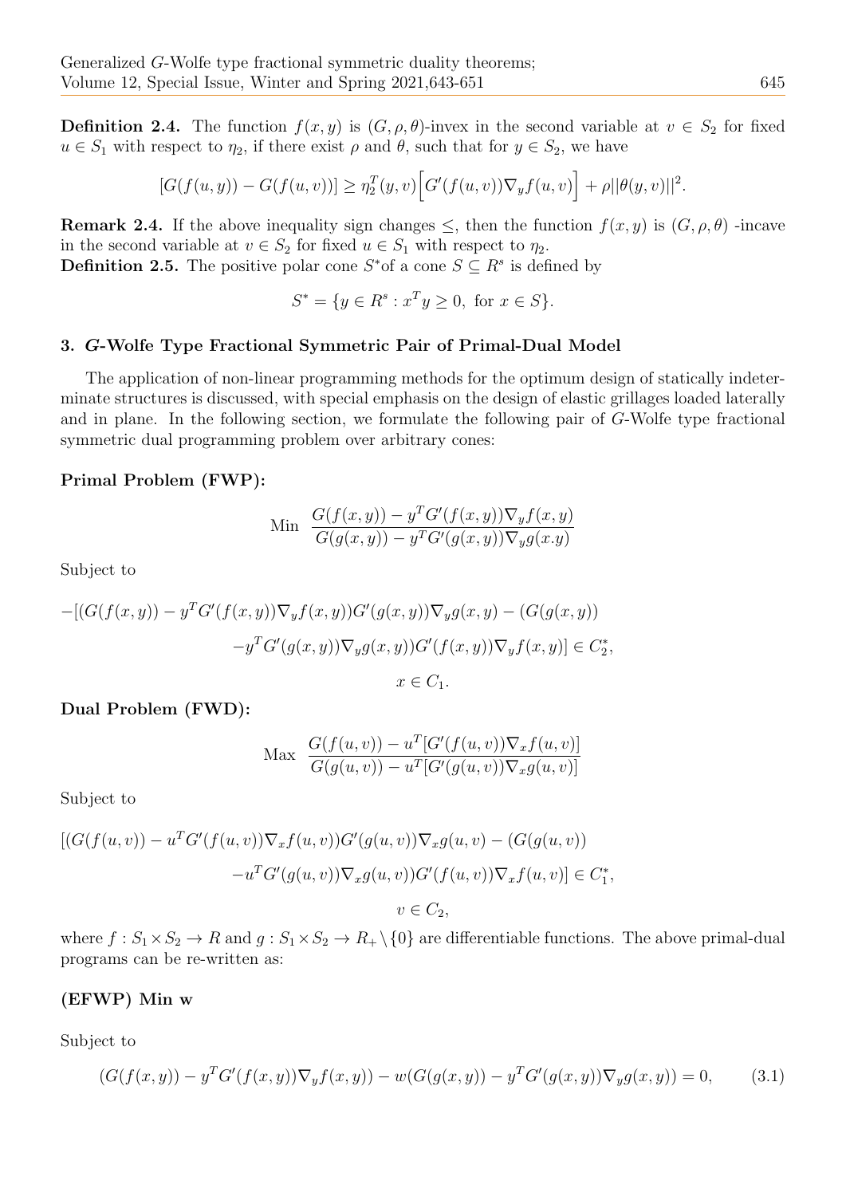**Definition 2.4.** The function $f(x, y)$ is $(G, \rho, \theta)$-invex in the second variable at $v \in S_2$ for fixed $u \in S_1$ with respect to $\eta_2$, if there exist $\rho$ and $\theta$, such that for $y \in S_2$, we have

$$[G(f(u, y)) - G(f(u, v))] \geq \eta_2^T(y, v)\Big[G'(f(u, v))\nabla_y f(u, v)\Big] + \rho||\theta(y, v)||^2.$$

**Remark 2.4.** If the above inequality sign changes $\leq$, then the function $f(x, y)$ is $(G, \rho, \theta)$ -incave in the second variable at $v \in S_2$ for fixed $u \in S_1$ with respect to $\eta_2$.

**Definition 2.5.** The positive polar cone $S^*$of a cone $S \subseteq R^s$ is defined by

$$S^* = \{y \in R^s : x^T y \geq 0, \text{ for } x \in S\}.$$

## 3. *G*-Wolfe Type Fractional Symmetric Pair of Primal-Dual Model

The application of non-linear programming methods for the optimum design of statically indeterminate structures is discussed, with special emphasis on the design of elastic grillages loaded laterally and in plane. In the following section, we formulate the following pair of $G$-Wolfe type fractional symmetric dual programming problem over arbitrary cones:

**Primal Problem (FWP):**

$$\text{Min } \frac{G(f(x, y)) - y^T G'(f(x, y))\nabla_y f(x, y)}{G(g(x, y)) - y^T G'(g(x, y))\nabla_y g(x.y)}$$

Subject to

$$-[(G(f(x, y)) - y^T G'(f(x, y))\nabla_y f(x, y))G'(g(x, y))\nabla_y g(x, y) - (G(g(x, y))$$
$$-y^T G'(g(x, y))\nabla_y g(x, y))G'(f(x, y))\nabla_y f(x, y)] \in C_2^*,$$
$$x \in C_1.$$

**Dual Problem (FWD):**

$$\text{Max } \frac{G(f(u, v)) - u^T [G'(f(u, v))\nabla_x f(u, v)]}{G(g(u, v)) - u^T [G'(g(u, v))\nabla_x g(u, v)]}$$

Subject to

$$[(G(f(u, v)) - u^T G'(f(u, v))\nabla_x f(u, v))G'(g(u, v))\nabla_x g(u, v) - (G(g(u, v))$$
$$-u^T G'(g(u, v))\nabla_x g(u, v))G'(f(u, v))\nabla_x f(u, v)] \in C_1^*,$$
$$v \in C_2,$$

where $f : S_1 \times S_2 \to R$ and $g : S_1 \times S_2 \to R_+ \setminus \{0\}$ are differentiable functions. The above primal-dual programs can be re-written as:

**(EFWP) Min w**

Subject to

$$(G(f(x, y)) - y^T G'(f(x, y))\nabla_y f(x, y)) - w(G(g(x, y)) - y^T G'(g(x, y))\nabla_y g(x, y)) = 0, \tag{3.1}$$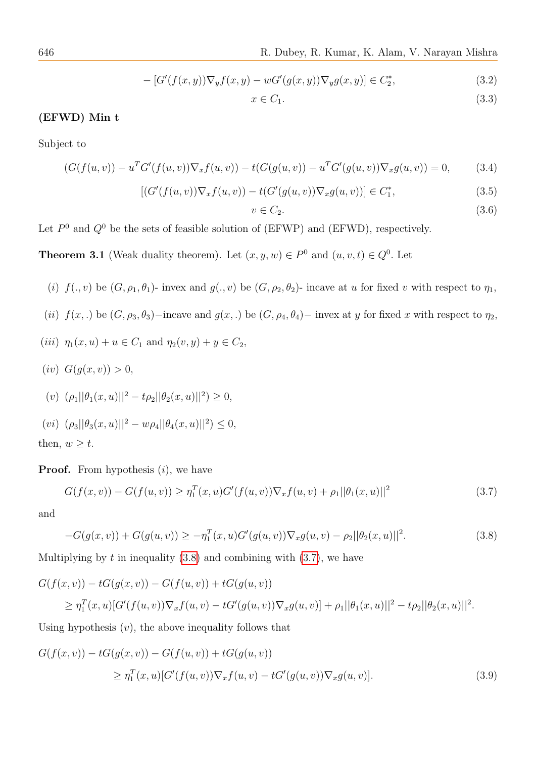$$-\left[G'(f(x,y))\nabla_y f(x,y) - wG'(g(x,y))\nabla_y g(x,y)\right] \in C_2^*, \tag{3.2}$$

$$x \in C_1. \tag{3.3}$$

**(EFWD) Min t**

Subject to

$$(G(f(u,v)) - u^T G'(f(u,v))\nabla_x f(u,v)) - t(G(g(u,v)) - u^T G'(g(u,v))\nabla_x g(u,v)) = 0, \tag{3.4}$$

$$[(G'(f(u,v))\nabla_x f(u,v)) - t(G'(g(u,v))\nabla_x g(u,v))] \in C_1^*, \tag{3.5}$$

$$v \in C_2. \tag{3.6}$$

Let $P^0$ and $Q^0$ be the sets of feasible solution of (EFWP) and (EFWD), respectively.

**Theorem 3.1** (Weak duality theorem). Let $(x,y,w) \in P^0$ and $(u,v,t) \in Q^0$. Let

(*i*) $f(.,v)$ be $(G,\rho_1,\theta_1)$- invex and $g(.,v)$ be $(G,\rho_2,\theta_2)$- incave at $u$ for fixed $v$ with respect to $\eta_1$,

(*ii*) $f(x,.)$ be $(G,\rho_3,\theta_3)$−incave and $g(x,.)$ be $(G,\rho_4,\theta_4)$− invex at $y$ for fixed $x$ with respect to $\eta_2$,

(*iii*) $\eta_1(x,u) + u \in C_1$ and $\eta_2(v,y) + y \in C_2$,

(*iv*) $G(g(x,v)) > 0$,

(*v*) $(\rho_1||\theta_1(x,u)||^2 - t\rho_2||\theta_2(x,u)||^2) \geq 0$,

(*vi*) $(\rho_3||\theta_3(x,u)||^2 - w\rho_4||\theta_4(x,u)||^2) \leq 0$,

then, $w \geq t$.

**Proof.** From hypothesis (*i*), we have

$$G(f(x,v)) - G(f(u,v)) \geq \eta_1^T(x,u)G'(f(u,v))\nabla_x f(u,v) + \rho_1||\theta_1(x,u)||^2 \tag{3.7}$$

and

$$-G(g(x,v)) + G(g(u,v)) \geq -\eta_1^T(x,u)G'(g(u,v))\nabla_x g(u,v) - \rho_2||\theta_2(x,u)||^2. \tag{3.8}$$

Multiplying by $t$ in inequality (3.8) and combining with (3.7), we have

$$\begin{aligned}
&G(f(x,v)) - tG(g(x,v)) - G(f(u,v)) + tG(g(u,v)) \\
&\quad \geq \eta_1^T(x,u)[G'(f(u,v))\nabla_x f(u,v) - tG'(g(u,v))\nabla_x g(u,v)] + \rho_1||\theta_1(x,u)||^2 - t\rho_2||\theta_2(x,u)||^2.
\end{aligned}$$

Using hypothesis (*v*), the above inequality follows that

$$\begin{aligned}
&G(f(x,v)) - tG(g(x,v)) - G(f(u,v)) + tG(g(u,v)) \\
&\quad \geq \eta_1^T(x,u)[G'(f(u,v))\nabla_x f(u,v) - tG'(g(u,v))\nabla_x g(u,v)].
\end{aligned} \tag{3.9}$$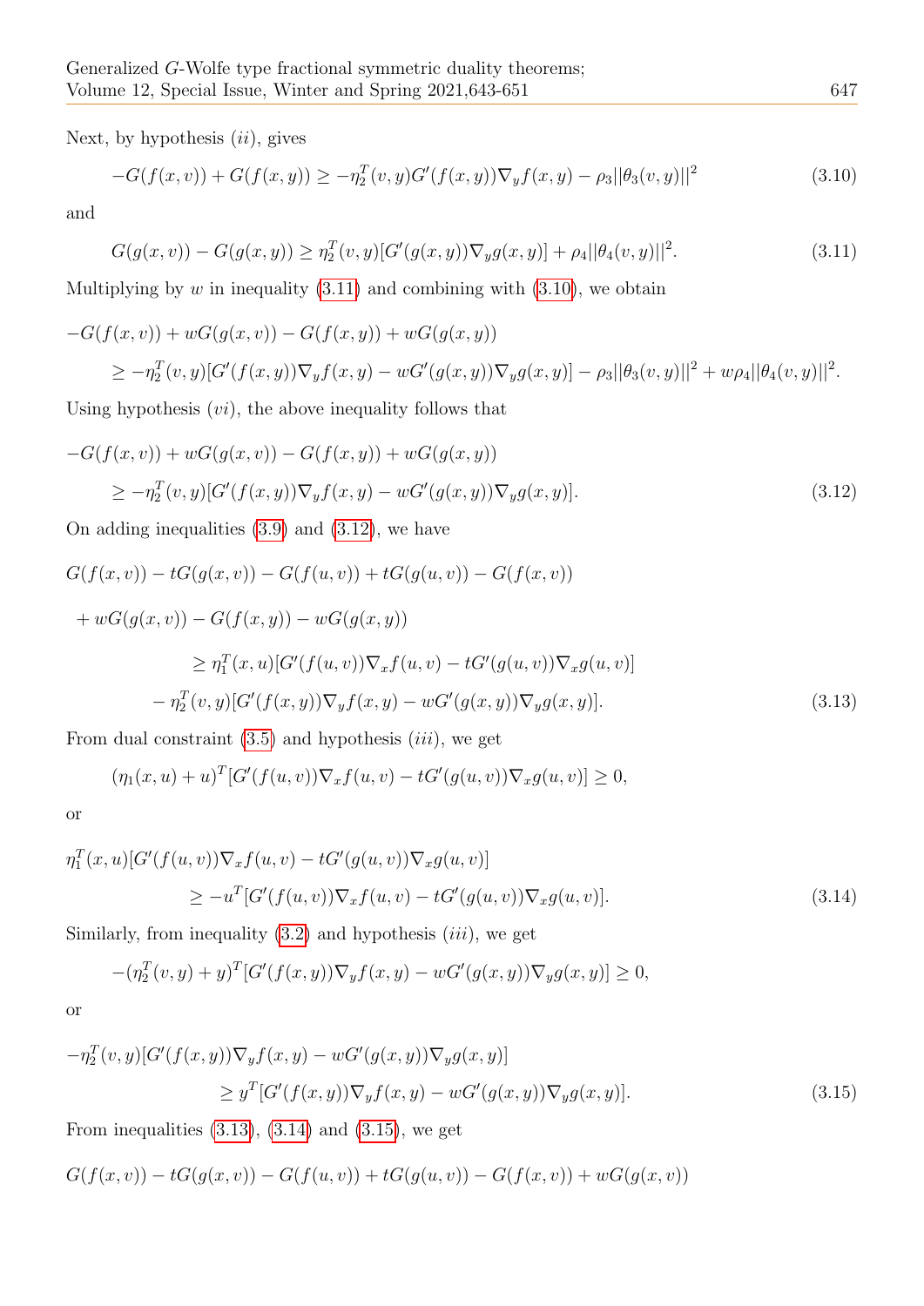Next, by hypothesis $(ii)$, gives

$$-G(f(x,v)) + G(f(x,y)) \geq -\eta_2^T(v,y)G'(f(x,y))\nabla_y f(x,y) - \rho_3||\theta_3(v,y)||^2 \tag{3.10}$$

and

$$G(g(x,v)) - G(g(x,y)) \geq \eta_2^T(v,y)[G'(g(x,y))\nabla_y g(x,y)] + \rho_4||\theta_4(v,y)||^2. \tag{3.11}$$

Multiplying by $w$ in inequality (3.11) and combining with (3.10), we obtain

$$\begin{aligned}
&-G(f(x,v)) + wG(g(x,v)) - G(f(x,y)) + wG(g(x,y)) \\
&\quad \geq -\eta_2^T(v,y)[G'(f(x,y))\nabla_y f(x,y) - wG'(g(x,y))\nabla_y g(x,y)] - \rho_3||\theta_3(v,y)||^2 + w\rho_4||\theta_4(v,y)||^2.
\end{aligned}$$

Using hypothesis $(vi)$, the above inequality follows that

$$\begin{aligned}
&-G(f(x,v)) + wG(g(x,v)) - G(f(x,y)) + wG(g(x,y)) \\
&\quad \geq -\eta_2^T(v,y)[G'(f(x,y))\nabla_y f(x,y) - wG'(g(x,y))\nabla_y g(x,y)].
\end{aligned} \tag{3.12}$$

On adding inequalities (3.9) and (3.12), we have

$$\begin{aligned}
&G(f(x,v)) - tG(g(x,v)) - G(f(u,v)) + tG(g(u,v)) - G(f(x,v)) \\
&\quad + wG(g(x,v)) - G(f(x,y)) - wG(g(x,y)) \\
&\qquad \geq \eta_1^T(x,u)[G'(f(u,v))\nabla_x f(u,v) - tG'(g(u,v))\nabla_x g(u,v)] \\
&\qquad\quad - \eta_2^T(v,y)[G'(f(x,y))\nabla_y f(x,y) - wG'(g(x,y))\nabla_y g(x,y)].
\end{aligned} \tag{3.13}$$

From dual constraint (3.5) and hypothesis $(iii)$, we get

$$(\eta_1(x,u) + u)^T[G'(f(u,v))\nabla_x f(u,v) - tG'(g(u,v))\nabla_x g(u,v)] \geq 0,$$

or

$$\begin{aligned}
&\eta_1^T(x,u)[G'(f(u,v))\nabla_x f(u,v) - tG'(g(u,v))\nabla_x g(u,v)] \\
&\qquad \geq -u^T[G'(f(u,v))\nabla_x f(u,v) - tG'(g(u,v))\nabla_x g(u,v)].
\end{aligned} \tag{3.14}$$

Similarly, from inequality (3.2) and hypothesis $(iii)$, we get

$$-(\eta_2^T(v,y) + y)^T[G'(f(x,y))\nabla_y f(x,y) - wG'(g(x,y))\nabla_y g(x,y)] \geq 0,$$

or

$$\begin{aligned}
&-\eta_2^T(v,y)[G'(f(x,y))\nabla_y f(x,y) - wG'(g(x,y))\nabla_y g(x,y)] \\
&\qquad \geq y^T[G'(f(x,y))\nabla_y f(x,y) - wG'(g(x,y))\nabla_y g(x,y)].
\end{aligned} \tag{3.15}$$

From inequalities (3.13), (3.14) and (3.15), we get

$$G(f(x,v)) - tG(g(x,v)) - G(f(u,v)) + tG(g(u,v)) - G(f(x,v)) + wG(g(x,v))$$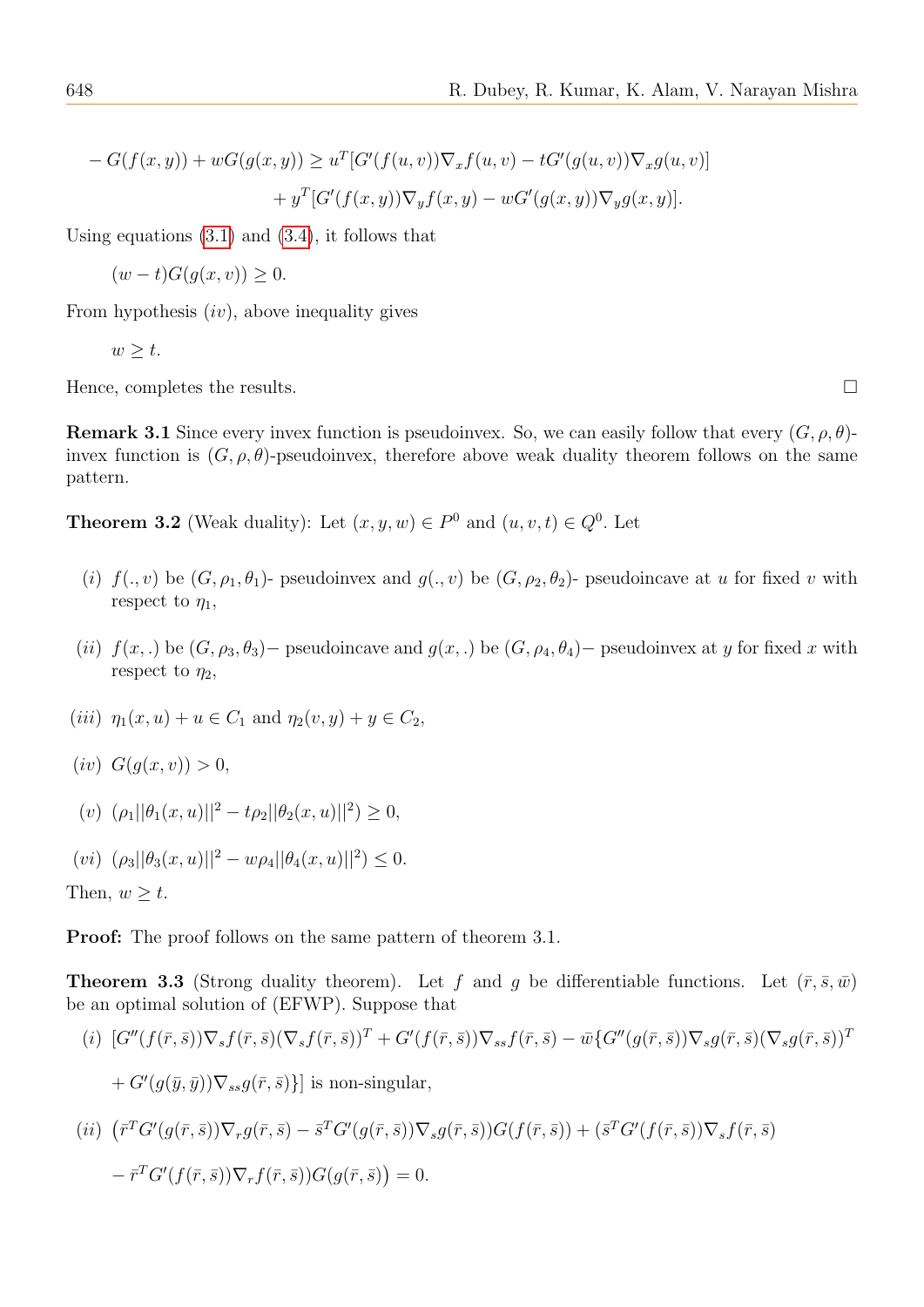$$
\begin{aligned}
-G(f(x,y)) + wG(g(x,y)) \geq\ & u^T[G'(f(u,v))\nabla_x f(u,v) - tG'(g(u,v))\nabla_x g(u,v)] \\
& + y^T[G'(f(x,y))\nabla_y f(x,y) - wG'(g(x,y))\nabla_y g(x,y)].
\end{aligned}
$$

Using equations (3.1) and (3.4), it follows that

$$
(w-t)G(g(x,v)) \geq 0.
$$

From hypothesis $(iv)$, above inequality gives

$$
w \geq t.
$$

Hence, completes the results. □

**Remark 3.1** Since every invex function is pseudoinvex. So, we can easily follow that every $(G,\rho,\theta)$-invex function is $(G,\rho,\theta)$-pseudoinvex, therefore above weak duality theorem follows on the same pattern.

**Theorem 3.2** (Weak duality): Let $(x,y,w) \in P^0$ and $(u,v,t) \in Q^0$. Let

$(i)$ $f(.,v)$ be $(G,\rho_1,\theta_1)$- pseudoinvex and $g(.,v)$ be $(G,\rho_2,\theta_2)$- pseudoincave at $u$ for fixed $v$ with respect to $\eta_1$,

$(ii)$ $f(x,.)$ be $(G,\rho_3,\theta_3)-$ pseudoincave and $g(x,.)$ be $(G,\rho_4,\theta_4)-$ pseudoinvex at $y$ for fixed $x$ with respect to $\eta_2$,

$(iii)$ $\eta_1(x,u)+u \in C_1$ and $\eta_2(v,y)+y \in C_2$,

$(iv)$ $G(g(x,v)) > 0$,

$(v)$ $(\rho_1||\theta_1(x,u)||^2 - t\rho_2||\theta_2(x,u)||^2) \geq 0$,

$(vi)$ $(\rho_3||\theta_3(x,u)||^2 - w\rho_4||\theta_4(x,u)||^2) \leq 0$.

Then, $w \geq t$.

**Proof:** The proof follows on the same pattern of theorem 3.1.

**Theorem 3.3** (Strong duality theorem). Let $f$ and $g$ be differentiable functions. Let $(\bar{r},\bar{s},\bar{w})$ be an optimal solution of (EFWP). Suppose that

$(i)$ $[G''(f(\bar{r},\bar{s}))\nabla_s f(\bar{r},\bar{s})(\nabla_s f(\bar{r},\bar{s}))^T + G'(f(\bar{r},\bar{s}))\nabla_{ss} f(\bar{r},\bar{s}) - \bar{w}\{G''(g(\bar{r},\bar{s}))\nabla_s g(\bar{r},\bar{s})(\nabla_s g(\bar{r},\bar{s}))^T$

$+ G'(g(\bar{y},\bar{y}))\nabla_{ss} g(\bar{r},\bar{s})\}]$ is non-singular,

$(ii)$ $\big(\bar{r}^T G'(g(\bar{r},\bar{s}))\nabla_r g(\bar{r},\bar{s}) - \bar{s}^T G'(g(\bar{r},\bar{s}))\nabla_s g(\bar{r},\bar{s})\big)G(f(\bar{r},\bar{s})) + (\bar{s}^T G'(f(\bar{r},\bar{s}))\nabla_s f(\bar{r},\bar{s})$

$- \bar{r}^T G'(f(\bar{r},\bar{s}))\nabla_r f(\bar{r},\bar{s}))G(g(\bar{r},\bar{s})\big) = 0.$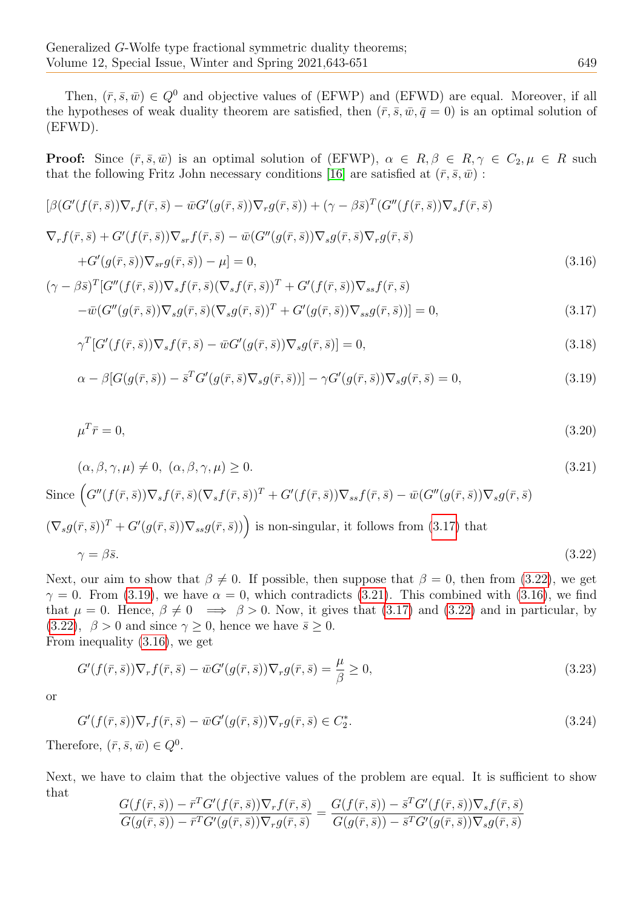Then, $(\bar{r}, \bar{s}, \bar{w}) \in Q^0$ and objective values of (EFWP) and (EFWD) are equal. Moreover, if all the hypotheses of weak duality theorem are satisfied, then $(\bar{r}, \bar{s}, \bar{w}, \bar{q} = 0)$ is an optimal solution of (EFWD).

**Proof:** Since $(\bar{r}, \bar{s}, \bar{w})$ is an optimal solution of (EFWP), $\alpha \in R, \beta \in R, \gamma \in C_2, \mu \in R$ such that the following Fritz John necessary conditions [16] are satisfied at $(\bar{r}, \bar{s}, \bar{w})$ :

$$[\beta(G'(f(\bar{r},\bar{s}))\nabla_r f(\bar{r},\bar{s}) - \bar{w}G'(g(\bar{r},\bar{s}))\nabla_r g(\bar{r},\bar{s})) + (\gamma - \beta\bar{s})^T(G''(f(\bar{r},\bar{s}))\nabla_s f(\bar{r},\bar{s})$$

$$\nabla_r f(\bar{r},\bar{s}) + G'(f(\bar{r},\bar{s}))\nabla_{sr} f(\bar{r},\bar{s}) - \bar{w}(G''(g(\bar{r},\bar{s}))\nabla_s g(\bar{r},\bar{s})\nabla_r g(\bar{r},\bar{s})$$

$$+G'(g(\bar{r},\bar{s}))\nabla_{sr} g(\bar{r},\bar{s})) - \mu] = 0, \tag{3.16}$$

$$(\gamma - \beta\bar{s})^T[G''(f(\bar{r},\bar{s}))\nabla_s f(\bar{r},\bar{s})(\nabla_s f(\bar{r},\bar{s}))^T + G'(f(\bar{r},\bar{s}))\nabla_{ss} f(\bar{r},\bar{s})$$
$$-\bar{w}(G''(g(\bar{r},\bar{s}))\nabla_s g(\bar{r},\bar{s})(\nabla_s g(\bar{r},\bar{s}))^T + G'(g(\bar{r},\bar{s}))\nabla_{ss} g(\bar{r},\bar{s}))] = 0, \tag{3.17}$$

$$\gamma^T[G'(f(\bar{r},\bar{s}))\nabla_s f(\bar{r},\bar{s}) - \bar{w}G'(g(\bar{r},\bar{s}))\nabla_s g(\bar{r},\bar{s})] = 0, \tag{3.18}$$

$$\alpha - \beta[G(g(\bar{r},\bar{s})) - \bar{s}^T G'(g(\bar{r},\bar{s})\nabla_s g(\bar{r},\bar{s}))] - \gamma G'(g(\bar{r},\bar{s}))\nabla_s g(\bar{r},\bar{s}) = 0, \tag{3.19}$$

$$\mu^T \bar{r} = 0, \tag{3.20}$$

$$(\alpha, \beta, \gamma, \mu) \neq 0, \ (\alpha, \beta, \gamma, \mu) \geq 0. \tag{3.21}$$

Since $\Big(G''(f(\bar{r},\bar{s}))\nabla_s f(\bar{r},\bar{s})(\nabla_s f(\bar{r},\bar{s}))^T + G'(f(\bar{r},\bar{s}))\nabla_{ss} f(\bar{r},\bar{s}) - \bar{w}(G''(g(\bar{r},\bar{s}))\nabla_s g(\bar{r},\bar{s})$ $(\nabla_s g(\bar{r},\bar{s}))^T + G'(g(\bar{r},\bar{s}))\nabla_{ss} g(\bar{r},\bar{s}))\Big)$ is non-singular, it follows from (3.17) that

$$\gamma = \beta\bar{s}. \tag{3.22}$$

Next, our aim to show that $\beta \neq 0$. If possible, then suppose that $\beta = 0$, then from (3.22), we get $\gamma = 0$. From (3.19), we have $\alpha = 0$, which contradicts (3.21). This combined with (3.16), we find that $\mu = 0$. Hence, $\beta \neq 0 \implies \beta > 0$. Now, it gives that (3.17) and (3.22) and in particular, by (3.22), $\beta > 0$ and since $\gamma \geq 0$, hence we have $\bar{s} \geq 0$.
From inequality (3.16), we get

$$G'(f(\bar{r},\bar{s}))\nabla_r f(\bar{r},\bar{s}) - \bar{w}G'(g(\bar{r},\bar{s}))\nabla_r g(\bar{r},\bar{s}) = \frac{\mu}{\beta} \geq 0, \tag{3.23}$$

or

$$G'(f(\bar{r},\bar{s}))\nabla_r f(\bar{r},\bar{s}) - \bar{w}G'(g(\bar{r},\bar{s}))\nabla_r g(\bar{r},\bar{s}) \in C_2^*. \tag{3.24}$$

Therefore, $(\bar{r}, \bar{s}, \bar{w}) \in Q^0$.

Next, we have to claim that the objective values of the problem are equal. It is sufficient to show that

$$\frac{G(f(\bar{r},\bar{s})) - \bar{r}^T G'(f(\bar{r},\bar{s}))\nabla_r f(\bar{r},\bar{s})}{G(g(\bar{r},\bar{s})) - \bar{r}^T G'(g(\bar{r},\bar{s}))\nabla_r g(\bar{r},\bar{s})} = \frac{G(f(\bar{r},\bar{s})) - \bar{s}^T G'(f(\bar{r},\bar{s}))\nabla_s f(\bar{r},\bar{s})}{G(g(\bar{r},\bar{s})) - \bar{s}^T G'(g(\bar{r},\bar{s}))\nabla_s g(\bar{r},\bar{s})}$$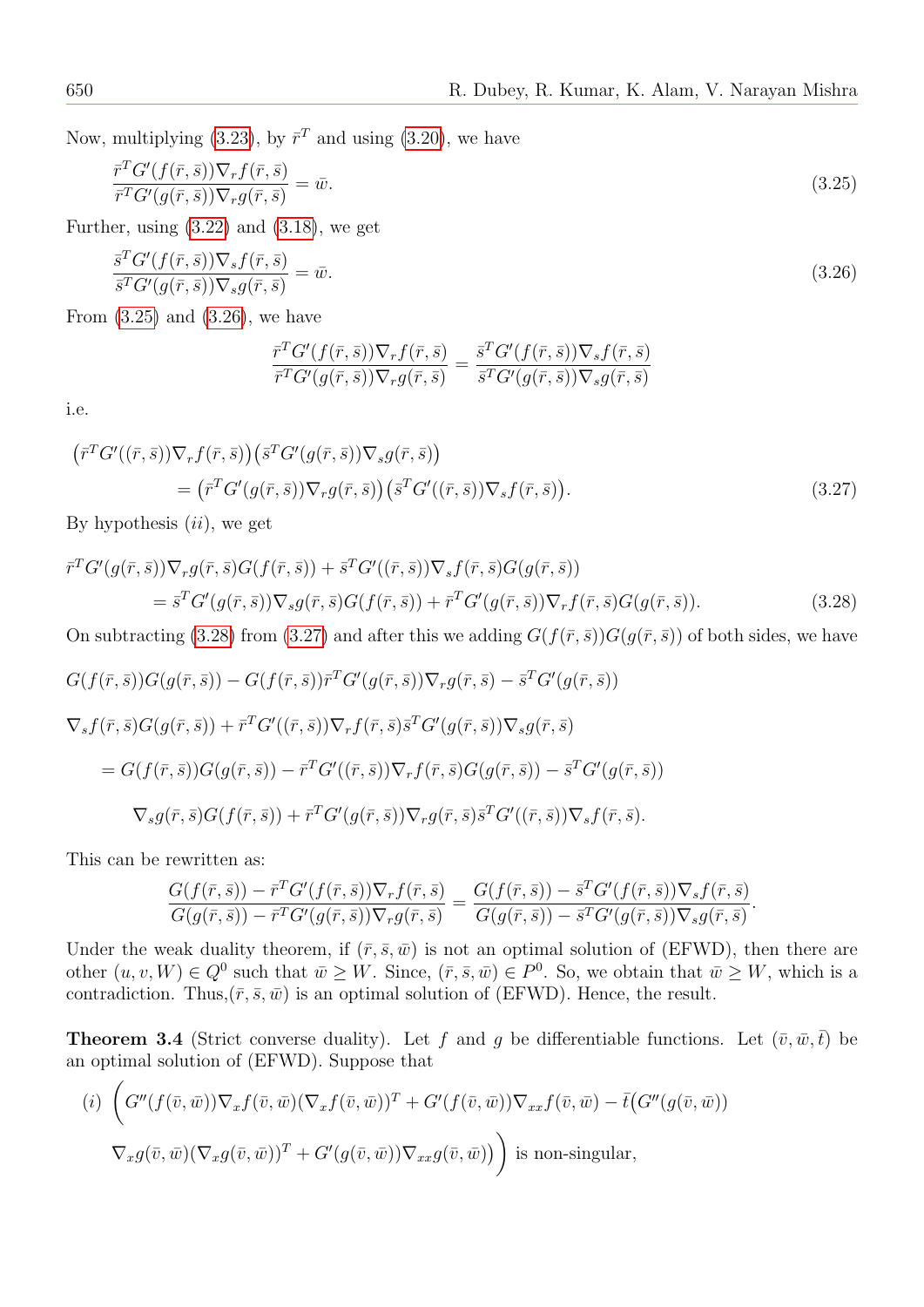Now, multiplying (3.23), by $\bar{r}^T$ and using (3.20), we have

$$\frac{\bar{r}^T G'(f(\bar{r},\bar{s}))\nabla_r f(\bar{r},\bar{s})}{\bar{r}^T G'(g(\bar{r},\bar{s}))\nabla_r g(\bar{r},\bar{s})} = \bar{w}. \tag{3.25}$$

Further, using (3.22) and (3.18), we get

$$\frac{\bar{s}^T G'(f(\bar{r},\bar{s}))\nabla_s f(\bar{r},\bar{s})}{\bar{s}^T G'(g(\bar{r},\bar{s}))\nabla_s g(\bar{r},\bar{s})} = \bar{w}. \tag{3.26}$$

From (3.25) and (3.26), we have

$$\frac{\bar{r}^T G'(f(\bar{r},\bar{s}))\nabla_r f(\bar{r},\bar{s})}{\bar{r}^T G'(g(\bar{r},\bar{s}))\nabla_r g(\bar{r},\bar{s})} = \frac{\bar{s}^T G'(f(\bar{r},\bar{s}))\nabla_s f(\bar{r},\bar{s})}{\bar{s}^T G'(g(\bar{r},\bar{s}))\nabla_s g(\bar{r},\bar{s})}$$

i.e.

$$\begin{aligned}
&\big(\bar{r}^T G'((\bar{r},\bar{s}))\nabla_r f(\bar{r},\bar{s})\big)\big(\bar{s}^T G'(g(\bar{r},\bar{s}))\nabla_s g(\bar{r},\bar{s})\big)\\
&\qquad = \big(\bar{r}^T G'(g(\bar{r},\bar{s}))\nabla_r g(\bar{r},\bar{s})\big)\big(\bar{s}^T G'((\bar{r},\bar{s}))\nabla_s f(\bar{r},\bar{s})\big).
\end{aligned} \tag{3.27}$$

By hypothesis $(ii)$, we get

$$\begin{aligned}
&\bar{r}^T G'(g(\bar{r},\bar{s}))\nabla_r g(\bar{r},\bar{s})G(f(\bar{r},\bar{s})) + \bar{s}^T G'((\bar{r},\bar{s}))\nabla_s f(\bar{r},\bar{s})G(g(\bar{r},\bar{s}))\\
&\qquad = \bar{s}^T G'(g(\bar{r},\bar{s}))\nabla_s g(\bar{r},\bar{s})G(f(\bar{r},\bar{s})) + \bar{r}^T G'(g(\bar{r},\bar{s}))\nabla_r f(\bar{r},\bar{s})G(g(\bar{r},\bar{s})).
\end{aligned} \tag{3.28}$$

On subtracting (3.28) from (3.27) and after this we adding $G(f(\bar{r},\bar{s}))G(g(\bar{r},\bar{s}))$ of both sides, we have

$$\begin{aligned}
&G(f(\bar{r},\bar{s}))G(g(\bar{r},\bar{s})) - G(f(\bar{r},\bar{s}))\bar{r}^T G'(g(\bar{r},\bar{s}))\nabla_r g(\bar{r},\bar{s}) - \bar{s}^T G'(g(\bar{r},\bar{s}))\\
&\nabla_s f(\bar{r},\bar{s})G(g(\bar{r},\bar{s})) + \bar{r}^T G'((\bar{r},\bar{s}))\nabla_r f(\bar{r},\bar{s})\bar{s}^T G'(g(\bar{r},\bar{s}))\nabla_s g(\bar{r},\bar{s})\\
&\quad = G(f(\bar{r},\bar{s}))G(g(\bar{r},\bar{s})) - \bar{r}^T G'((\bar{r},\bar{s}))\nabla_r f(\bar{r},\bar{s})G(g(\bar{r},\bar{s})) - \bar{s}^T G'(g(\bar{r},\bar{s}))\\
&\qquad \nabla_s g(\bar{r},\bar{s})G(f(\bar{r},\bar{s})) + \bar{r}^T G'(g(\bar{r},\bar{s}))\nabla_r g(\bar{r},\bar{s})\bar{s}^T G'((\bar{r},\bar{s}))\nabla_s f(\bar{r},\bar{s}).
\end{aligned}$$

This can be rewritten as:

$$\frac{G(f(\bar{r},\bar{s})) - \bar{r}^T G'(f(\bar{r},\bar{s}))\nabla_r f(\bar{r},\bar{s})}{G(g(\bar{r},\bar{s})) - \bar{r}^T G'(g(\bar{r},\bar{s}))\nabla_r g(\bar{r},\bar{s})} = \frac{G(f(\bar{r},\bar{s})) - \bar{s}^T G'(f(\bar{r},\bar{s}))\nabla_s f(\bar{r},\bar{s})}{G(g(\bar{r},\bar{s})) - \bar{s}^T G'(g(\bar{r},\bar{s}))\nabla_s g(\bar{r},\bar{s})}.$$

Under the weak duality theorem, if $(\bar{r},\bar{s},\bar{w})$ is not an optimal solution of (EFWD), then there are other $(u,v,W) \in Q^0$ such that $\bar{w} \geq W$. Since, $(\bar{r},\bar{s},\bar{w}) \in P^0$. So, we obtain that $\bar{w} \geq W$, which is a contradiction. Thus,$(\bar{r},\bar{s},\bar{w})$ is an optimal solution of (EFWD). Hence, the result.

**Theorem 3.4** (Strict converse duality). Let $f$ and $g$ be differentiable functions. Let $(\bar{v},\bar{w},\bar{t})$ be an optimal solution of (EFWD). Suppose that

$(i)$ $$\Big(G''(f(\bar{v},\bar{w}))\nabla_x f(\bar{v},\bar{w})(\nabla_x f(\bar{v},\bar{w}))^T + G'(f(\bar{v},\bar{w}))\nabla_{xx} f(\bar{v},\bar{w}) - \bar{t}\big(G''(g(\bar{v},\bar{w}))$$
$$\nabla_x g(\bar{v},\bar{w})(\nabla_x g(\bar{v},\bar{w}))^T + G'(g(\bar{v},\bar{w}))\nabla_{xx} g(\bar{v},\bar{w})\big)\Big) \text{ is non-singular,}$$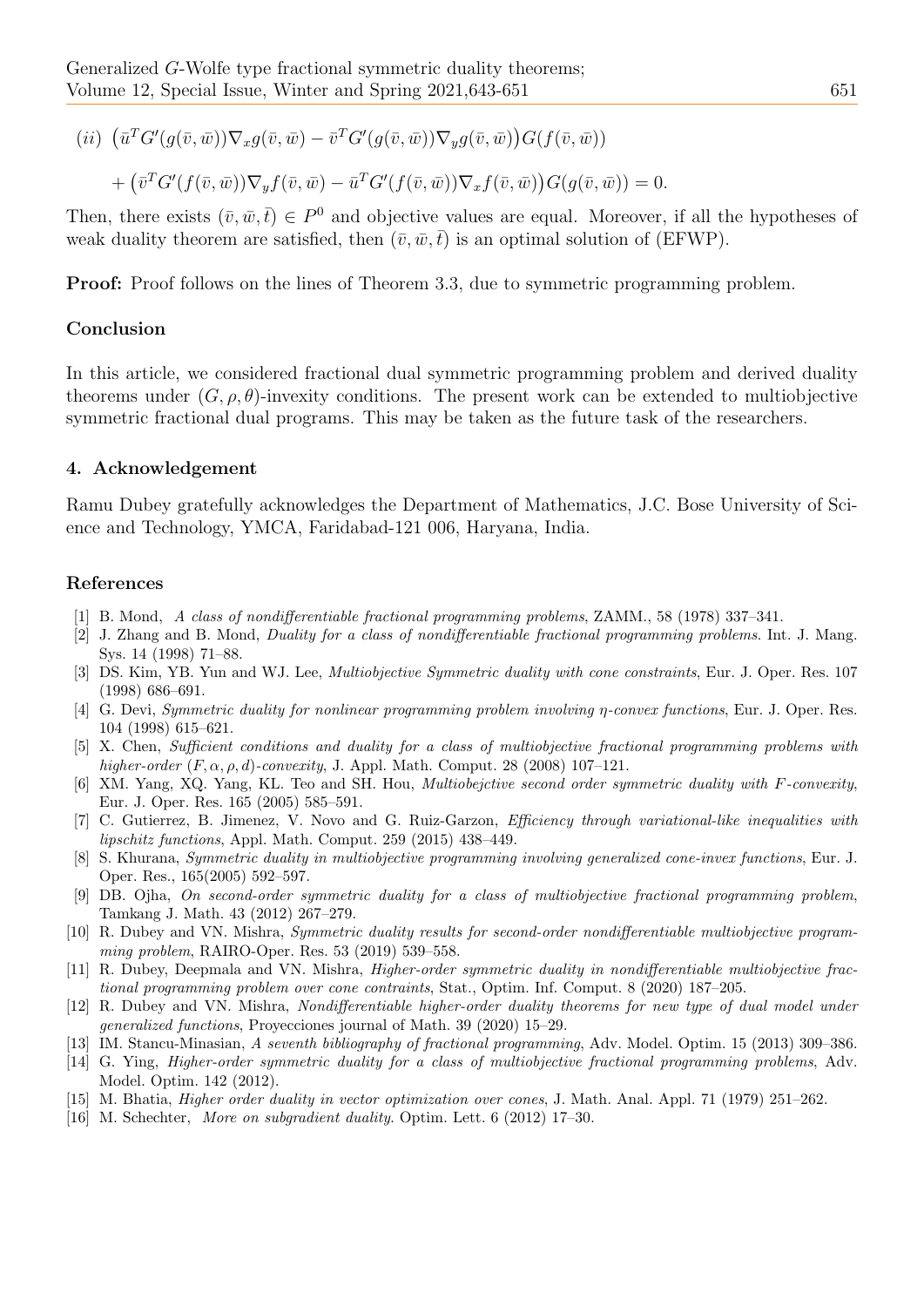$$(ii)\ \left(\bar{u}^T G'(g(\bar{v},\bar{w}))\nabla_x g(\bar{v},\bar{w}) - \bar{v}^T G'(g(\bar{v},\bar{w}))\nabla_y g(\bar{v},\bar{w})\right) G(f(\bar{v},\bar{w}))$$

$$+\left(\bar{v}^T G'(f(\bar{v},\bar{w}))\nabla_y f(\bar{v},\bar{w}) - \bar{u}^T G'(f(\bar{v},\bar{w}))\nabla_x f(\bar{v},\bar{w})\right) G(g(\bar{v},\bar{w})) = 0.$$

Then, there exists $(\bar{v},\bar{w},\bar{t}) \in P^0$ and objective values are equal. Moreover, if all the hypotheses of weak duality theorem are satisfied, then $(\bar{v},\bar{w},\bar{t})$ is an optimal solution of (EFWP).

**Proof:** Proof follows on the lines of Theorem 3.3, due to symmetric programming problem.

### Conclusion

In this article, we considered fractional dual symmetric programming problem and derived duality theorems under $(G,\rho,\theta)$-invexity conditions. The present work can be extended to multiobjective symmetric fractional dual programs. This may be taken as the future task of the researchers.

## 4. Acknowledgement

Ramu Dubey gratefully acknowledges the Department of Mathematics, J.C. Bose University of Science and Technology, YMCA, Faridabad-121 006, Haryana, India.

## References

[1] B. Mond, *A class of nondifferentiable fractional programming problems*, ZAMM., 58 (1978) 337–341.

[2] J. Zhang and B. Mond, *Duality for a class of nondifferentiable fractional programming problems*. Int. J. Mang. Sys. 14 (1998) 71–88.

[3] DS. Kim, YB. Yun and WJ. Lee, *Multiobjective Symmetric duality with cone constraints*, Eur. J. Oper. Res. 107 (1998) 686–691.

[4] G. Devi, *Symmetric duality for nonlinear programming problem involving $\eta$-convex functions*, Eur. J. Oper. Res. 104 (1998) 615–621.

[5] X. Chen, *Sufficient conditions and duality for a class of multiobjective fractional programming problems with higher-order $(F,\alpha,\rho,d)$-convexity*, J. Appl. Math. Comput. 28 (2008) 107–121.

[6] XM. Yang, XQ. Yang, KL. Teo and SH. Hou, *Multiobejctive second order symmetric duality with $F$-convexity*, Eur. J. Oper. Res. 165 (2005) 585–591.

[7] C. Gutierrez, B. Jimenez, V. Novo and G. Ruiz-Garzon, *Efficiency through variational-like inequalities with lipschitz functions*, Appl. Math. Comput. 259 (2015) 438–449.

[8] S. Khurana, *Symmetric duality in multiobjective programming involving generalized cone-invex functions*, Eur. J. Oper. Res., 165(2005) 592–597.

[9] DB. Ojha, *On second-order symmetric duality for a class of multiobjective fractional programming problem*, Tamkang J. Math. 43 (2012) 267–279.

[10] R. Dubey and VN. Mishra, *Symmetric duality results for second-order nondifferentiable multiobjective programming problem*, RAIRO-Oper. Res. 53 (2019) 539–558.

[11] R. Dubey, Deepmala and VN. Mishra, *Higher-order symmetric duality in nondifferentiable multiobjective fractional programming problem over cone contraints*, Stat., Optim. Inf. Comput. 8 (2020) 187–205.

[12] R. Dubey and VN. Mishra, *Nondifferentiable higher-order duality theorems for new type of dual model under generalized functions*, Proyecciones journal of Math. 39 (2020) 15–29.

[13] IM. Stancu-Minasian, *A seventh bibliography of fractional programming*, Adv. Model. Optim. 15 (2013) 309–386.

[14] G. Ying, *Higher-order symmetric duality for a class of multiobjective fractional programming problems*, Adv. Model. Optim. 142 (2012).

[15] M. Bhatia, *Higher order duality in vector optimization over cones*, J. Math. Anal. Appl. 71 (1979) 251–262.

[16] M. Schechter, *More on subgradient duality*. Optim. Lett. 6 (2012) 17–30.